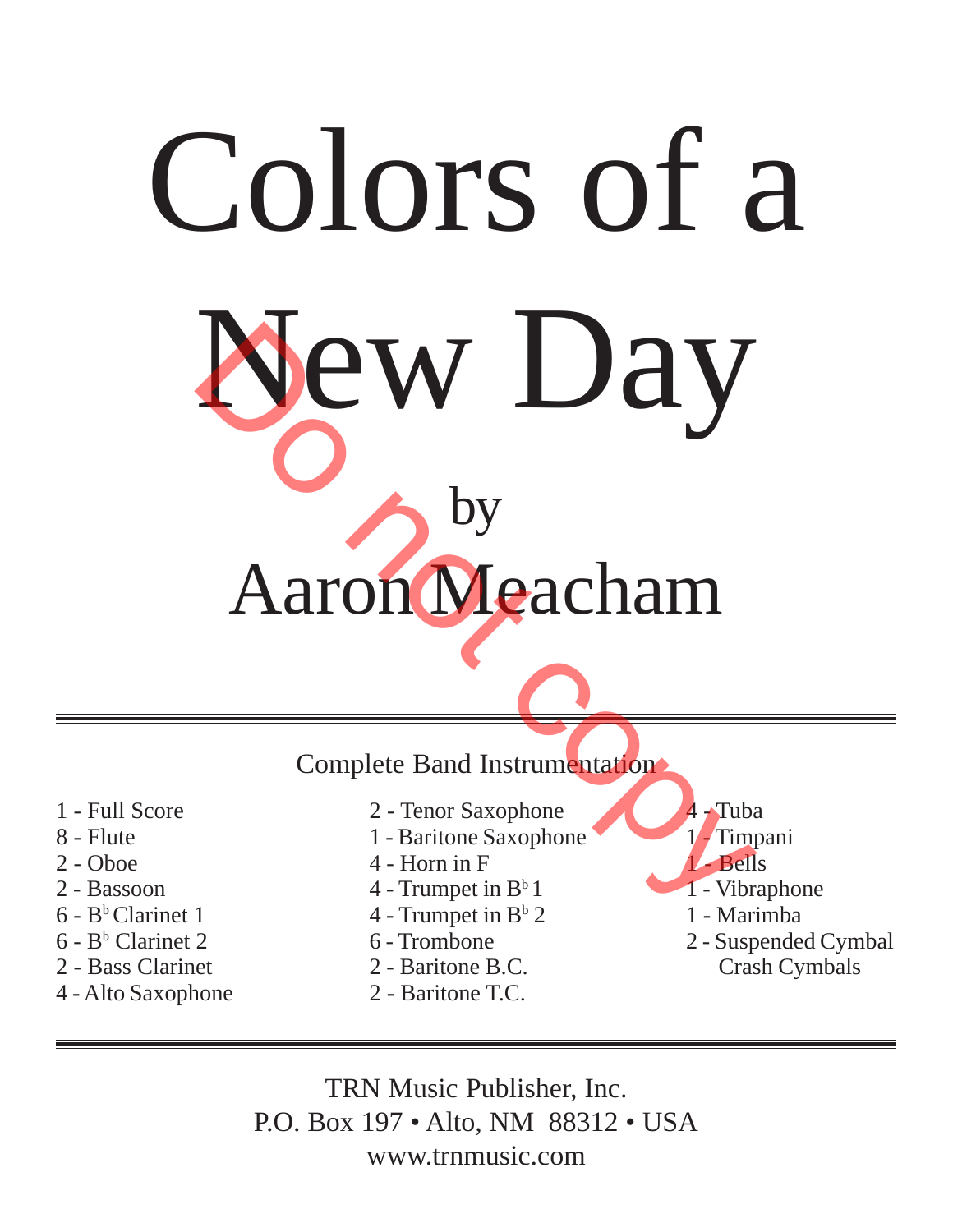# Colors of a New Day

by

## Aaron Meacham

Do not copy

Complete Band Instrumentation

- 1 - Full Score
- 8 - Flute
- 2 - Oboe
- 2 - Bassoon
- 6 - B$^b$ Clarinet 1
- 6 - B$^b$ Clarinet 2
- 2 - Bass Clarinet
- 4 - Alto Saxophone
- 2 - Tenor Saxophone
- 1 - Baritone Saxophone
- 4 - Horn in F
- 4 - Trumpet in B$^b$ 1
- 4 - Trumpet in B$^b$ 2
- 6 - Trombone
- 2 - Baritone B.C.
- 2 - Baritone T.C.
- 4 - Tuba
- 1 - Timpani
- 1 - Bells
- 1 - Vibraphone
- 1 - Marimba
- 2 - Suspended Cymbal
  Crash Cymbals

TRN Music Publisher, Inc.
P.O. Box 197 • Alto, NM 88312 • USA
www.trnmusic.com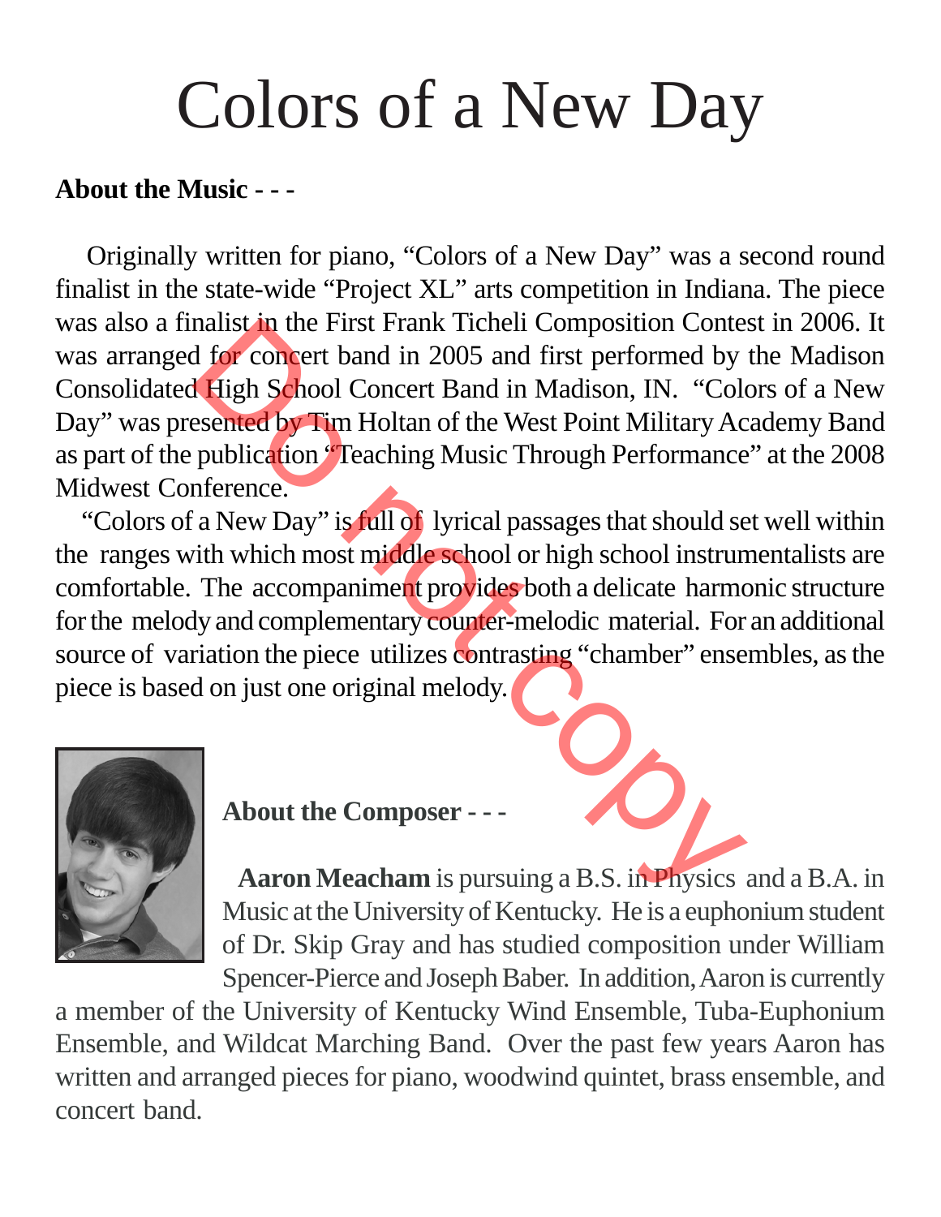# Colors of a New Day

**About the Music - - -**

Originally written for piano, “Colors of a New Day” was a second round finalist in the state-wide “Project XL” arts competition in Indiana. The piece was also a finalist in the First Frank Ticheli Composition Contest in 2006. It was arranged for concert band in 2005 and first performed by the Madison Consolidated High School Concert Band in Madison, IN. “Colors of a New Day” was presented by Tim Holtan of the West Point Military Academy Band as part of the publication “Teaching Music Through Performance” at the 2008 Midwest Conference.

“Colors of a New Day” is full of lyrical passages that should set well within the ranges with which most middle school or high school instrumentalists are comfortable. The accompaniment provides both a delicate harmonic structure for the melody and complementary counter-melodic material. For an additional source of variation the piece utilizes contrasting “chamber” ensembles, as the piece is based on just one original melody.

**About the Composer - - -**

**Aaron Meacham** is pursuing a B.S. in Physics and a B.A. in Music at the University of Kentucky. He is a euphonium student of Dr. Skip Gray and has studied composition under William Spencer-Pierce and Joseph Baber. In addition, Aaron is currently a member of the University of Kentucky Wind Ensemble, Tuba-Euphonium Ensemble, and Wildcat Marching Band. Over the past few years Aaron has written and arranged pieces for piano, woodwind quintet, brass ensemble, and concert band.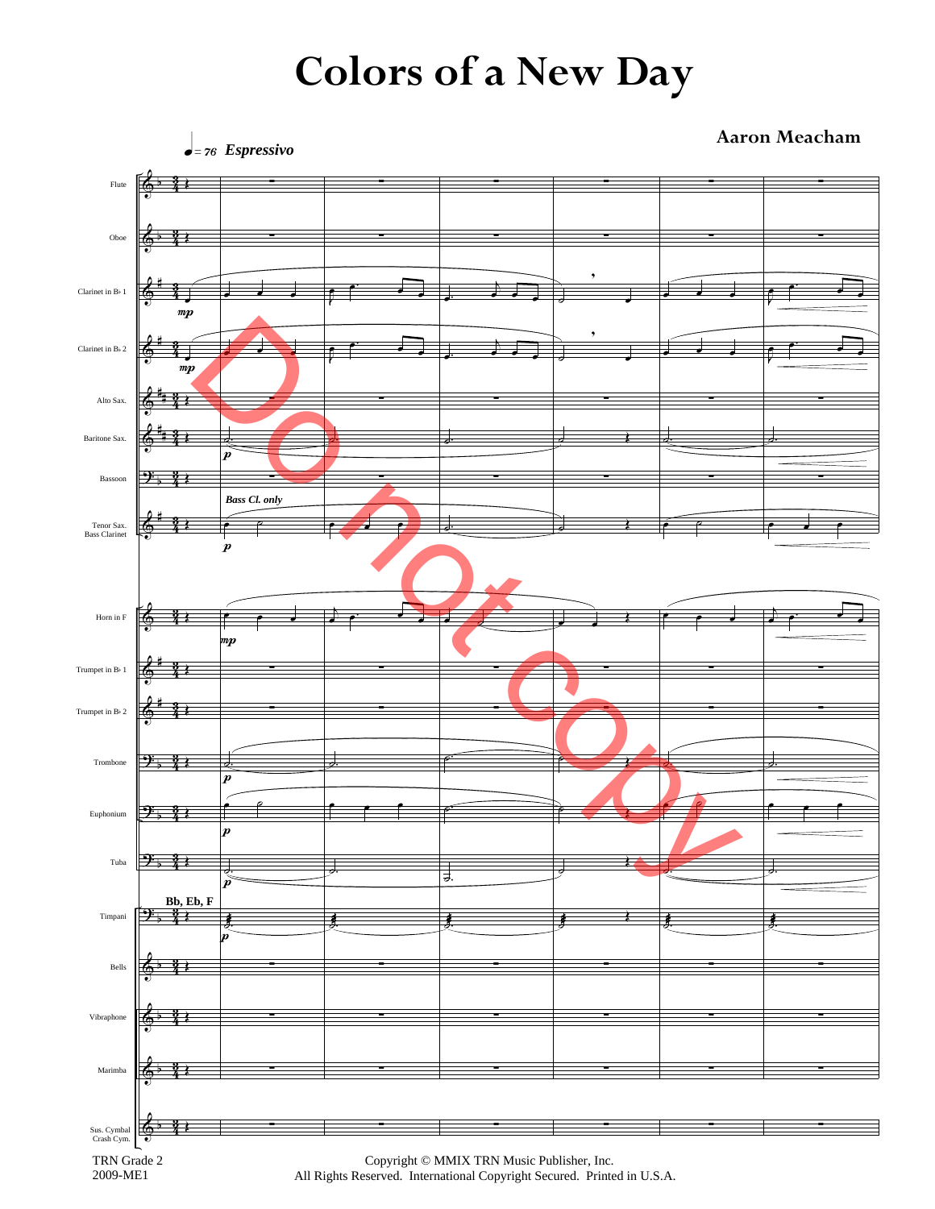# Colors of a New Day

**Aaron Meacham**

♩ = 76 *Espressivo*

Flute

Oboe

Clarinet in B♭ 1

Clarinet in B♭ 2

Alto Sax.

Baritone Sax.

Bassoon

Tenor Sax.
Bass Clarinet

*Bass Cl. only*

Horn in F

Trumpet in B♭ 1

Trumpet in B♭ 2

Trombone

Euphonium

Tuba

Timpani

**Bb, Eb, F**

Bells

Vibraphone

Marimba

Sus. Cymbal
Crash Cym.

Do not copy

TRN Grade 2
2009-ME1

Copyright © MMIX TRN Music Publisher, Inc.
All Rights Reserved. International Copyright Secured. Printed in U.S.A.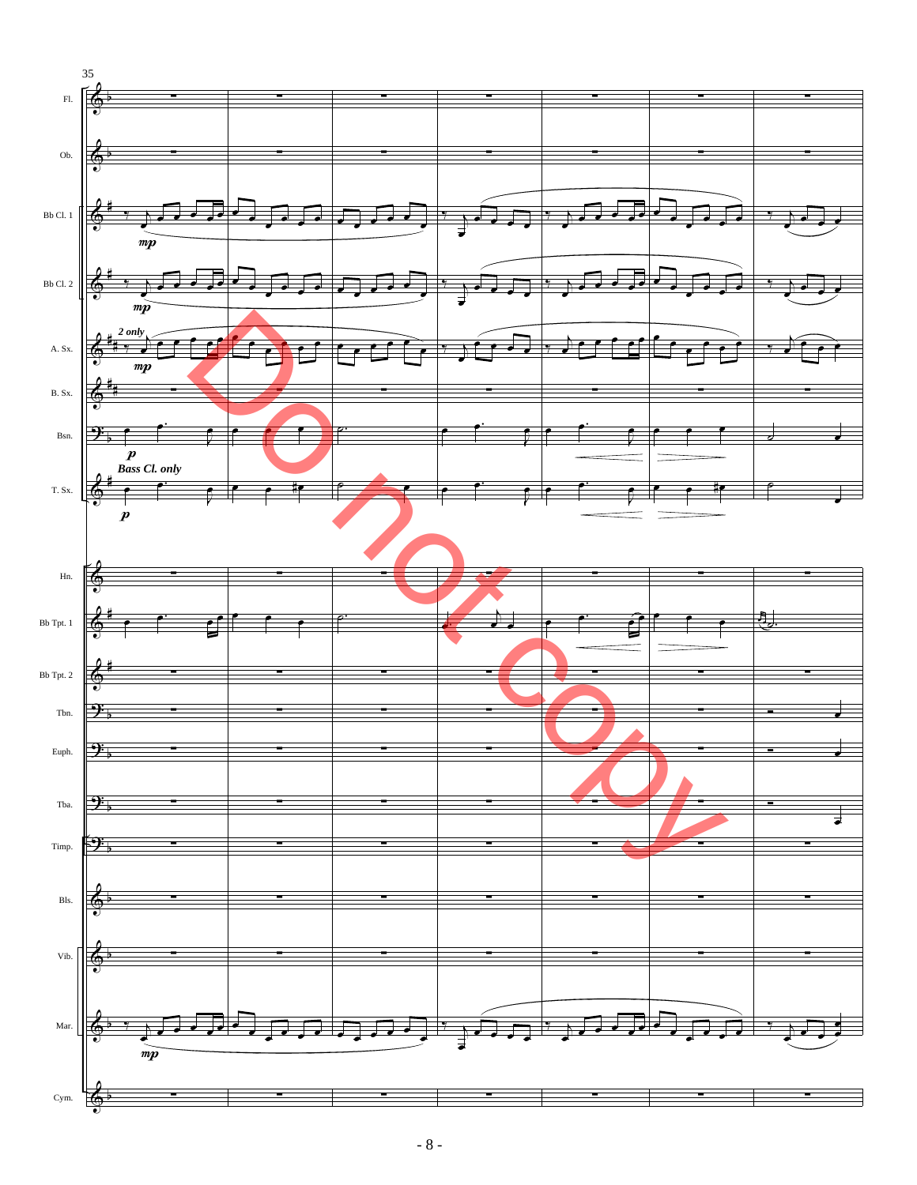35

Fl.

Ob.

Bb Cl. 1

*mp*

Bb Cl. 2

*mp*

A. Sx.

*2 only*

*mp*

B. Sx.

Bsn.

*p*

***Bass Cl. only***

T. Sx.

*p*

Hn.

Bb Tpt. 1

Bb Tpt. 2

Tbn.

Euph.

Tba.

Timp.

Bls.

Vib.

Mar.

*mp*

Cym.

Do not copy